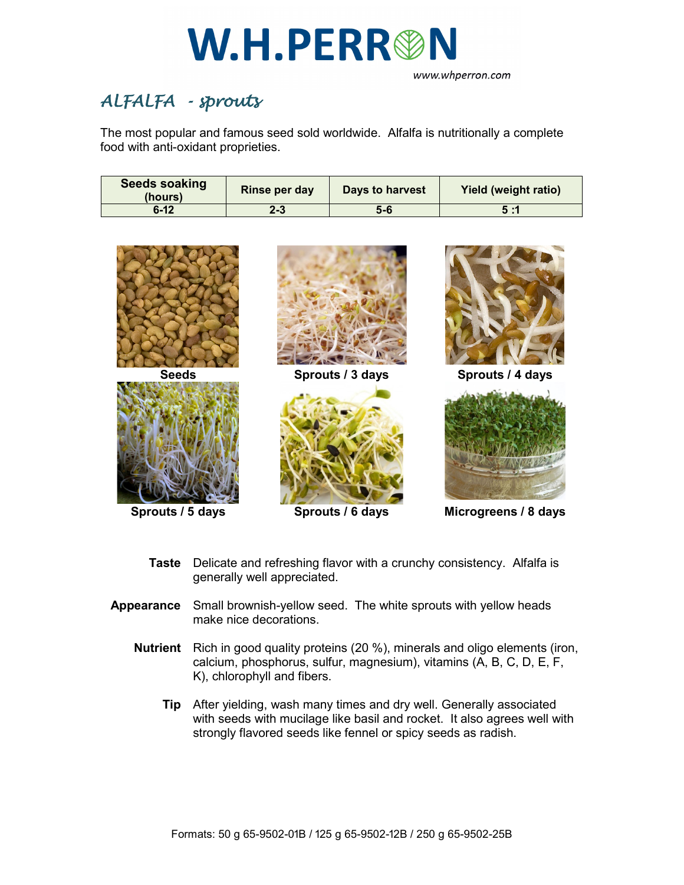# W.H.PERRON

www.whperron.com

## ALFALFA - sprouts

The most popular and famous seed sold worldwide. Alfalfa is nutritionally a complete food with anti-oxidant proprieties.

| Seeds soaking (hours) | Rinse per day | Days to harvest | Yield (weight ratio) |
|---|---|---|---|
| 6-12 | 2-3 | 5-6 | 5 :1 |

**Seeds**

**Sprouts / 3 days**

**Sprouts / 4 days**

**Sprouts / 5 days**

**Sprouts / 6 days**

**Microgreens / 8 days**

**Taste** Delicate and refreshing flavor with a crunchy consistency. Alfalfa is generally well appreciated.

**Appearance** Small brownish-yellow seed. The white sprouts with yellow heads make nice decorations.

**Nutrient** Rich in good quality proteins (20 %), minerals and oligo elements (iron, calcium, phosphorus, sulfur, magnesium), vitamins (A, B, C, D, E, F, K), chlorophyll and fibers.

**Tip** After yielding, wash many times and dry well. Generally associated with seeds with mucilage like basil and rocket. It also agrees well with strongly flavored seeds like fennel or spicy seeds as radish.

Formats: 50 g 65-9502-01B / 125 g 65-9502-12B / 250 g 65-9502-25B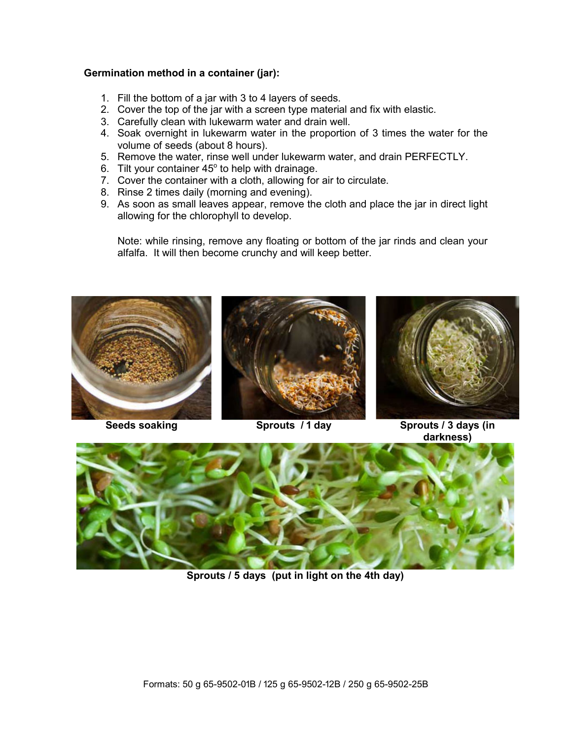**Germination method in a container (jar):**

1. Fill the bottom of a jar with 3 to 4 layers of seeds.
2. Cover the top of the jar with a screen type material and fix with elastic.
3. Carefully clean with lukewarm water and drain well.
4. Soak overnight in lukewarm water in the proportion of 3 times the water for the volume of seeds (about 8 hours).
5. Remove the water, rinse well under lukewarm water, and drain PERFECTLY.
6. Tilt your container 45° to help with drainage.
7. Cover the container with a cloth, allowing for air to circulate.
8. Rinse 2 times daily (morning and evening).
9. As soon as small leaves appear, remove the cloth and place the jar in direct light allowing for the chlorophyll to develop.

   Note: while rinsing, remove any floating or bottom of the jar rinds and clean your alfalfa. It will then become crunchy and will keep better.

**Seeds soaking**

**Sprouts / 1 day**

**Sprouts / 3 days (in darkness)**

**Sprouts / 5 days (put in light on the 4th day)**

Formats: 50 g 65-9502-01B / 125 g 65-9502-12B / 250 g 65-9502-25B